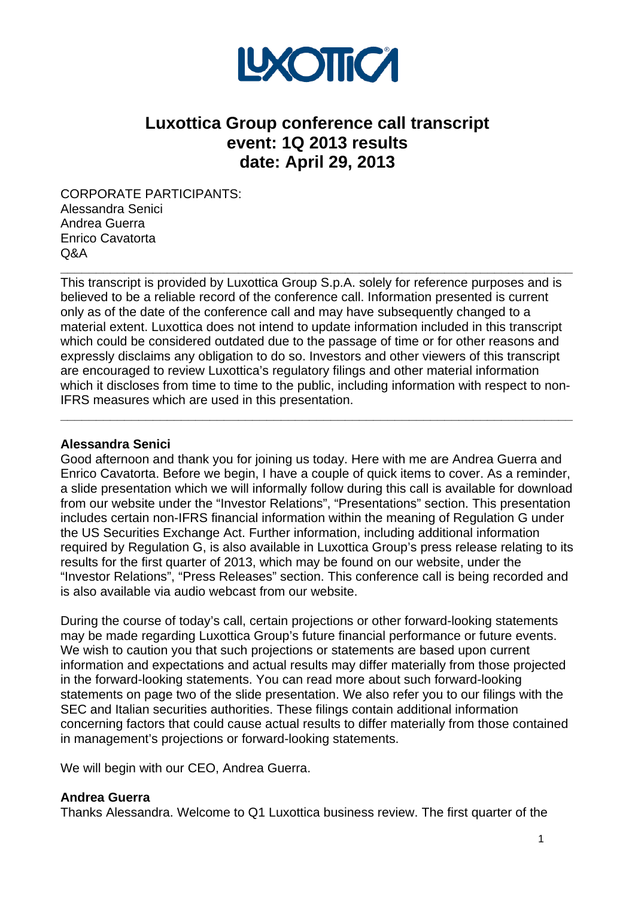# Luxottica Group conference call transcript
# event: 1Q 2013 results
# date: April 29, 2013

CORPORATE PARTICIPANTS:
Alessandra Senici
Andrea Guerra
Enrico Cavatorta
Q&A

---

This transcript is provided by Luxottica Group S.p.A. solely for reference purposes and is believed to be a reliable record of the conference call. Information presented is current only as of the date of the conference call and may have subsequently changed to a material extent. Luxottica does not intend to update information included in this transcript which could be considered outdated due to the passage of time or for other reasons and expressly disclaims any obligation to do so. Investors and other viewers of this transcript are encouraged to review Luxottica's regulatory filings and other material information which it discloses from time to time to the public, including information with respect to non-IFRS measures which are used in this presentation.

---

**Alessandra Senici**
Good afternoon and thank you for joining us today. Here with me are Andrea Guerra and Enrico Cavatorta. Before we begin, I have a couple of quick items to cover. As a reminder, a slide presentation which we will informally follow during this call is available for download from our website under the "Investor Relations", "Presentations" section. This presentation includes certain non-IFRS financial information within the meaning of Regulation G under the US Securities Exchange Act. Further information, including additional information required by Regulation G, is also available in Luxottica Group's press release relating to its results for the first quarter of 2013, which may be found on our website, under the "Investor Relations", "Press Releases" section. This conference call is being recorded and is also available via audio webcast from our website.

During the course of today's call, certain projections or other forward-looking statements may be made regarding Luxottica Group's future financial performance or future events. We wish to caution you that such projections or statements are based upon current information and expectations and actual results may differ materially from those projected in the forward-looking statements. You can read more about such forward-looking statements on page two of the slide presentation. We also refer you to our filings with the SEC and Italian securities authorities. These filings contain additional information concerning factors that could cause actual results to differ materially from those contained in management's projections or forward-looking statements.

We will begin with our CEO, Andrea Guerra.

**Andrea Guerra**
Thanks Alessandra. Welcome to Q1 Luxottica business review. The first quarter of the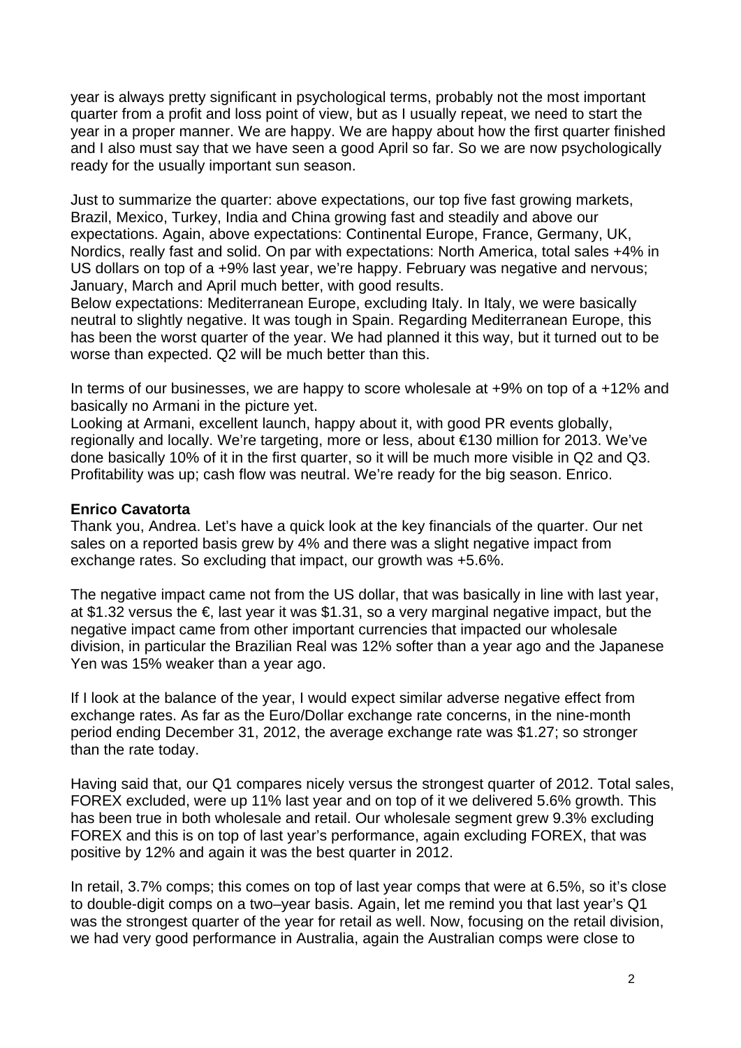year is always pretty significant in psychological terms, probably not the most important quarter from a profit and loss point of view, but as I usually repeat, we need to start the year in a proper manner. We are happy. We are happy about how the first quarter finished and I also must say that we have seen a good April so far. So we are now psychologically ready for the usually important sun season.

Just to summarize the quarter: above expectations, our top five fast growing markets, Brazil, Mexico, Turkey, India and China growing fast and steadily and above our expectations. Again, above expectations: Continental Europe, France, Germany, UK, Nordics, really fast and solid. On par with expectations: North America, total sales +4% in US dollars on top of a +9% last year, we're happy. February was negative and nervous; January, March and April much better, with good results.
Below expectations: Mediterranean Europe, excluding Italy. In Italy, we were basically neutral to slightly negative. It was tough in Spain. Regarding Mediterranean Europe, this has been the worst quarter of the year. We had planned it this way, but it turned out to be worse than expected. Q2 will be much better than this.

In terms of our businesses, we are happy to score wholesale at +9% on top of a +12% and basically no Armani in the picture yet.
Looking at Armani, excellent launch, happy about it, with good PR events globally, regionally and locally. We're targeting, more or less, about €130 million for 2013. We've done basically 10% of it in the first quarter, so it will be much more visible in Q2 and Q3. Profitability was up; cash flow was neutral. We're ready for the big season. Enrico.

**Enrico Cavatorta**
Thank you, Andrea. Let's have a quick look at the key financials of the quarter. Our net sales on a reported basis grew by 4% and there was a slight negative impact from exchange rates. So excluding that impact, our growth was +5.6%.

The negative impact came not from the US dollar, that was basically in line with last year, at $1.32 versus the €, last year it was $1.31, so a very marginal negative impact, but the negative impact came from other important currencies that impacted our wholesale division, in particular the Brazilian Real was 12% softer than a year ago and the Japanese Yen was 15% weaker than a year ago.

If I look at the balance of the year, I would expect similar adverse negative effect from exchange rates. As far as the Euro/Dollar exchange rate concerns, in the nine-month period ending December 31, 2012, the average exchange rate was $1.27; so stronger than the rate today.

Having said that, our Q1 compares nicely versus the strongest quarter of 2012. Total sales, FOREX excluded, were up 11% last year and on top of it we delivered 5.6% growth. This has been true in both wholesale and retail. Our wholesale segment grew 9.3% excluding FOREX and this is on top of last year's performance, again excluding FOREX, that was positive by 12% and again it was the best quarter in 2012.

In retail, 3.7% comps; this comes on top of last year comps that were at 6.5%, so it's close to double-digit comps on a two–year basis. Again, let me remind you that last year's Q1 was the strongest quarter of the year for retail as well. Now, focusing on the retail division, we had very good performance in Australia, again the Australian comps were close to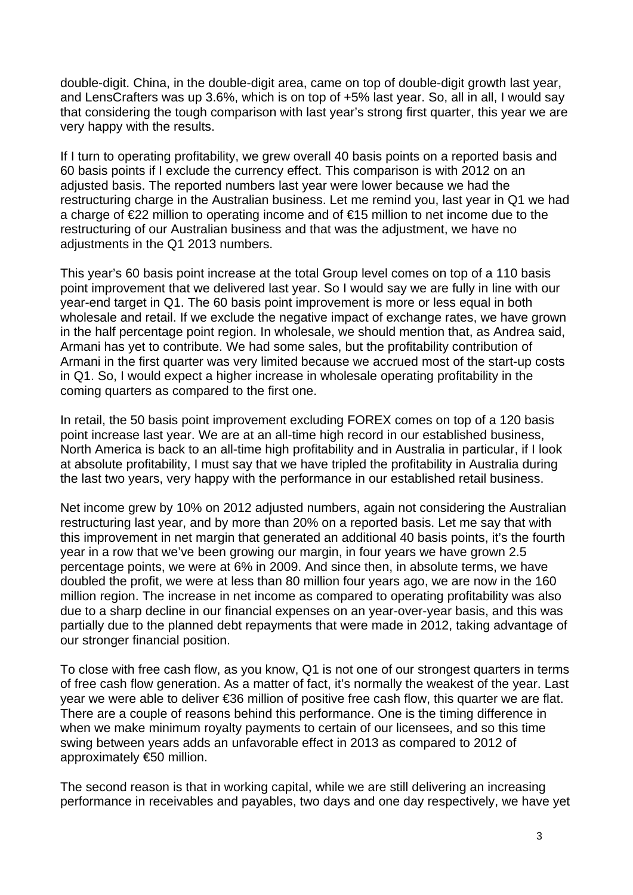double-digit. China, in the double-digit area, came on top of double-digit growth last year, and LensCrafters was up 3.6%, which is on top of +5% last year. So, all in all, I would say that considering the tough comparison with last year's strong first quarter, this year we are very happy with the results.

If I turn to operating profitability, we grew overall 40 basis points on a reported basis and 60 basis points if I exclude the currency effect. This comparison is with 2012 on an adjusted basis. The reported numbers last year were lower because we had the restructuring charge in the Australian business. Let me remind you, last year in Q1 we had a charge of €22 million to operating income and of €15 million to net income due to the restructuring of our Australian business and that was the adjustment, we have no adjustments in the Q1 2013 numbers.

This year's 60 basis point increase at the total Group level comes on top of a 110 basis point improvement that we delivered last year. So I would say we are fully in line with our year-end target in Q1. The 60 basis point improvement is more or less equal in both wholesale and retail. If we exclude the negative impact of exchange rates, we have grown in the half percentage point region. In wholesale, we should mention that, as Andrea said, Armani has yet to contribute. We had some sales, but the profitability contribution of Armani in the first quarter was very limited because we accrued most of the start-up costs in Q1. So, I would expect a higher increase in wholesale operating profitability in the coming quarters as compared to the first one.

In retail, the 50 basis point improvement excluding FOREX comes on top of a 120 basis point increase last year. We are at an all-time high record in our established business, North America is back to an all-time high profitability and in Australia in particular, if I look at absolute profitability, I must say that we have tripled the profitability in Australia during the last two years, very happy with the performance in our established retail business.

Net income grew by 10% on 2012 adjusted numbers, again not considering the Australian restructuring last year, and by more than 20% on a reported basis. Let me say that with this improvement in net margin that generated an additional 40 basis points, it's the fourth year in a row that we've been growing our margin, in four years we have grown 2.5 percentage points, we were at 6% in 2009. And since then, in absolute terms, we have doubled the profit, we were at less than 80 million four years ago, we are now in the 160 million region. The increase in net income as compared to operating profitability was also due to a sharp decline in our financial expenses on an year-over-year basis, and this was partially due to the planned debt repayments that were made in 2012, taking advantage of our stronger financial position.

To close with free cash flow, as you know, Q1 is not one of our strongest quarters in terms of free cash flow generation. As a matter of fact, it's normally the weakest of the year. Last year we were able to deliver €36 million of positive free cash flow, this quarter we are flat. There are a couple of reasons behind this performance. One is the timing difference in when we make minimum royalty payments to certain of our licensees, and so this time swing between years adds an unfavorable effect in 2013 as compared to 2012 of approximately €50 million.

The second reason is that in working capital, while we are still delivering an increasing performance in receivables and payables, two days and one day respectively, we have yet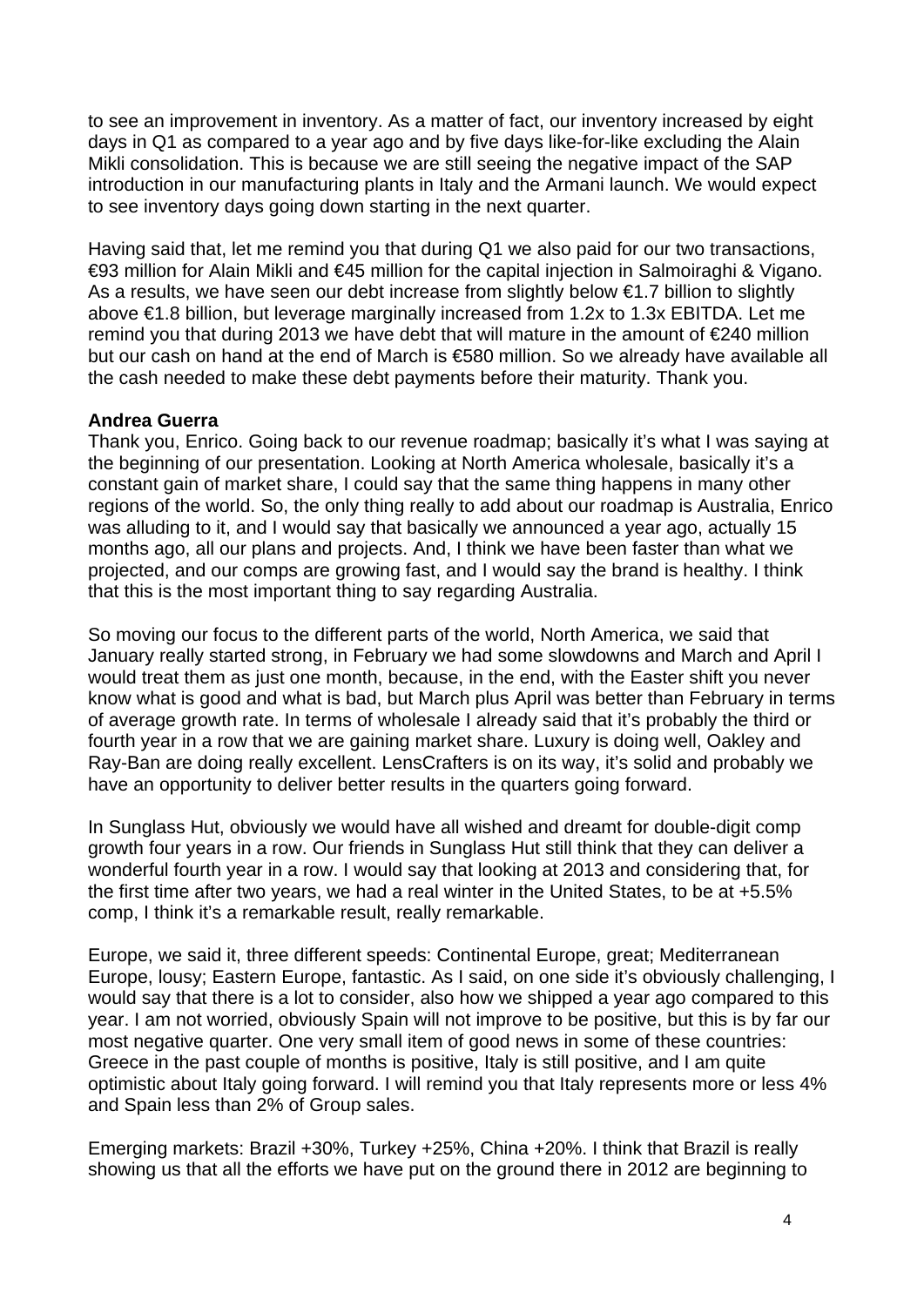to see an improvement in inventory. As a matter of fact, our inventory increased by eight days in Q1 as compared to a year ago and by five days like-for-like excluding the Alain Mikli consolidation. This is because we are still seeing the negative impact of the SAP introduction in our manufacturing plants in Italy and the Armani launch. We would expect to see inventory days going down starting in the next quarter.

Having said that, let me remind you that during Q1 we also paid for our two transactions, €93 million for Alain Mikli and €45 million for the capital injection in Salmoiraghi & Vigano. As a results, we have seen our debt increase from slightly below €1.7 billion to slightly above €1.8 billion, but leverage marginally increased from 1.2x to 1.3x EBITDA. Let me remind you that during 2013 we have debt that will mature in the amount of €240 million but our cash on hand at the end of March is €580 million. So we already have available all the cash needed to make these debt payments before their maturity. Thank you.

**Andrea Guerra**
Thank you, Enrico. Going back to our revenue roadmap; basically it's what I was saying at the beginning of our presentation. Looking at North America wholesale, basically it's a constant gain of market share, I could say that the same thing happens in many other regions of the world. So, the only thing really to add about our roadmap is Australia, Enrico was alluding to it, and I would say that basically we announced a year ago, actually 15 months ago, all our plans and projects. And, I think we have been faster than what we projected, and our comps are growing fast, and I would say the brand is healthy. I think that this is the most important thing to say regarding Australia.

So moving our focus to the different parts of the world, North America, we said that January really started strong, in February we had some slowdowns and March and April I would treat them as just one month, because, in the end, with the Easter shift you never know what is good and what is bad, but March plus April was better than February in terms of average growth rate. In terms of wholesale I already said that it's probably the third or fourth year in a row that we are gaining market share. Luxury is doing well, Oakley and Ray-Ban are doing really excellent. LensCrafters is on its way, it's solid and probably we have an opportunity to deliver better results in the quarters going forward.

In Sunglass Hut, obviously we would have all wished and dreamt for double-digit comp growth four years in a row. Our friends in Sunglass Hut still think that they can deliver a wonderful fourth year in a row. I would say that looking at 2013 and considering that, for the first time after two years, we had a real winter in the United States, to be at +5.5% comp, I think it's a remarkable result, really remarkable.

Europe, we said it, three different speeds: Continental Europe, great; Mediterranean Europe, lousy; Eastern Europe, fantastic. As I said, on one side it's obviously challenging, I would say that there is a lot to consider, also how we shipped a year ago compared to this year. I am not worried, obviously Spain will not improve to be positive, but this is by far our most negative quarter. One very small item of good news in some of these countries: Greece in the past couple of months is positive, Italy is still positive, and I am quite optimistic about Italy going forward. I will remind you that Italy represents more or less 4% and Spain less than 2% of Group sales.

Emerging markets: Brazil +30%, Turkey +25%, China +20%. I think that Brazil is really showing us that all the efforts we have put on the ground there in 2012 are beginning to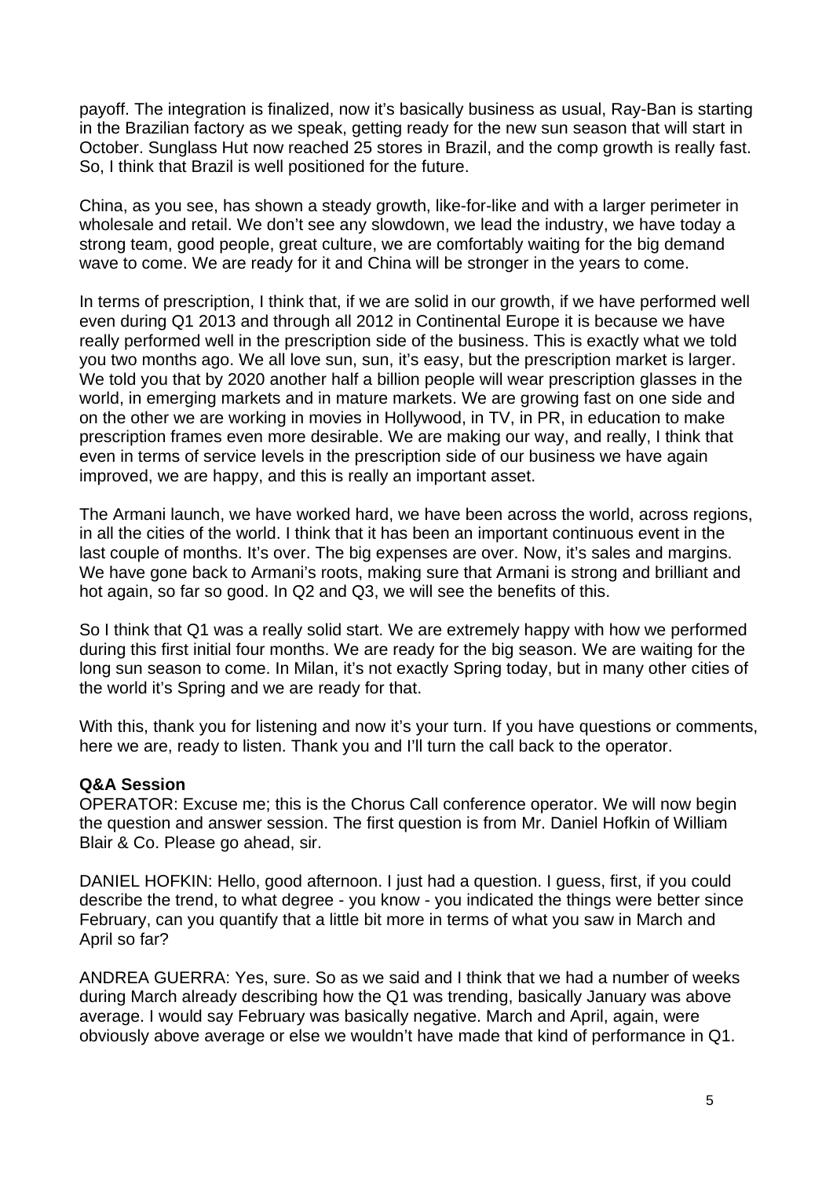payoff. The integration is finalized, now it's basically business as usual, Ray-Ban is starting in the Brazilian factory as we speak, getting ready for the new sun season that will start in October. Sunglass Hut now reached 25 stores in Brazil, and the comp growth is really fast. So, I think that Brazil is well positioned for the future.

China, as you see, has shown a steady growth, like-for-like and with a larger perimeter in wholesale and retail. We don't see any slowdown, we lead the industry, we have today a strong team, good people, great culture, we are comfortably waiting for the big demand wave to come. We are ready for it and China will be stronger in the years to come.

In terms of prescription, I think that, if we are solid in our growth, if we have performed well even during Q1 2013 and through all 2012 in Continental Europe it is because we have really performed well in the prescription side of the business. This is exactly what we told you two months ago. We all love sun, sun, it's easy, but the prescription market is larger. We told you that by 2020 another half a billion people will wear prescription glasses in the world, in emerging markets and in mature markets. We are growing fast on one side and on the other we are working in movies in Hollywood, in TV, in PR, in education to make prescription frames even more desirable. We are making our way, and really, I think that even in terms of service levels in the prescription side of our business we have again improved, we are happy, and this is really an important asset.

The Armani launch, we have worked hard, we have been across the world, across regions, in all the cities of the world. I think that it has been an important continuous event in the last couple of months. It's over. The big expenses are over. Now, it's sales and margins. We have gone back to Armani's roots, making sure that Armani is strong and brilliant and hot again, so far so good. In Q2 and Q3, we will see the benefits of this.

So I think that Q1 was a really solid start. We are extremely happy with how we performed during this first initial four months. We are ready for the big season. We are waiting for the long sun season to come. In Milan, it's not exactly Spring today, but in many other cities of the world it's Spring and we are ready for that.

With this, thank you for listening and now it's your turn. If you have questions or comments, here we are, ready to listen. Thank you and I'll turn the call back to the operator.

**Q&A Session**

OPERATOR: Excuse me; this is the Chorus Call conference operator. We will now begin the question and answer session. The first question is from Mr. Daniel Hofkin of William Blair & Co. Please go ahead, sir.

DANIEL HOFKIN: Hello, good afternoon. I just had a question. I guess, first, if you could describe the trend, to what degree - you know - you indicated the things were better since February, can you quantify that a little bit more in terms of what you saw in March and April so far?

ANDREA GUERRA: Yes, sure. So as we said and I think that we had a number of weeks during March already describing how the Q1 was trending, basically January was above average. I would say February was basically negative. March and April, again, were obviously above average or else we wouldn't have made that kind of performance in Q1.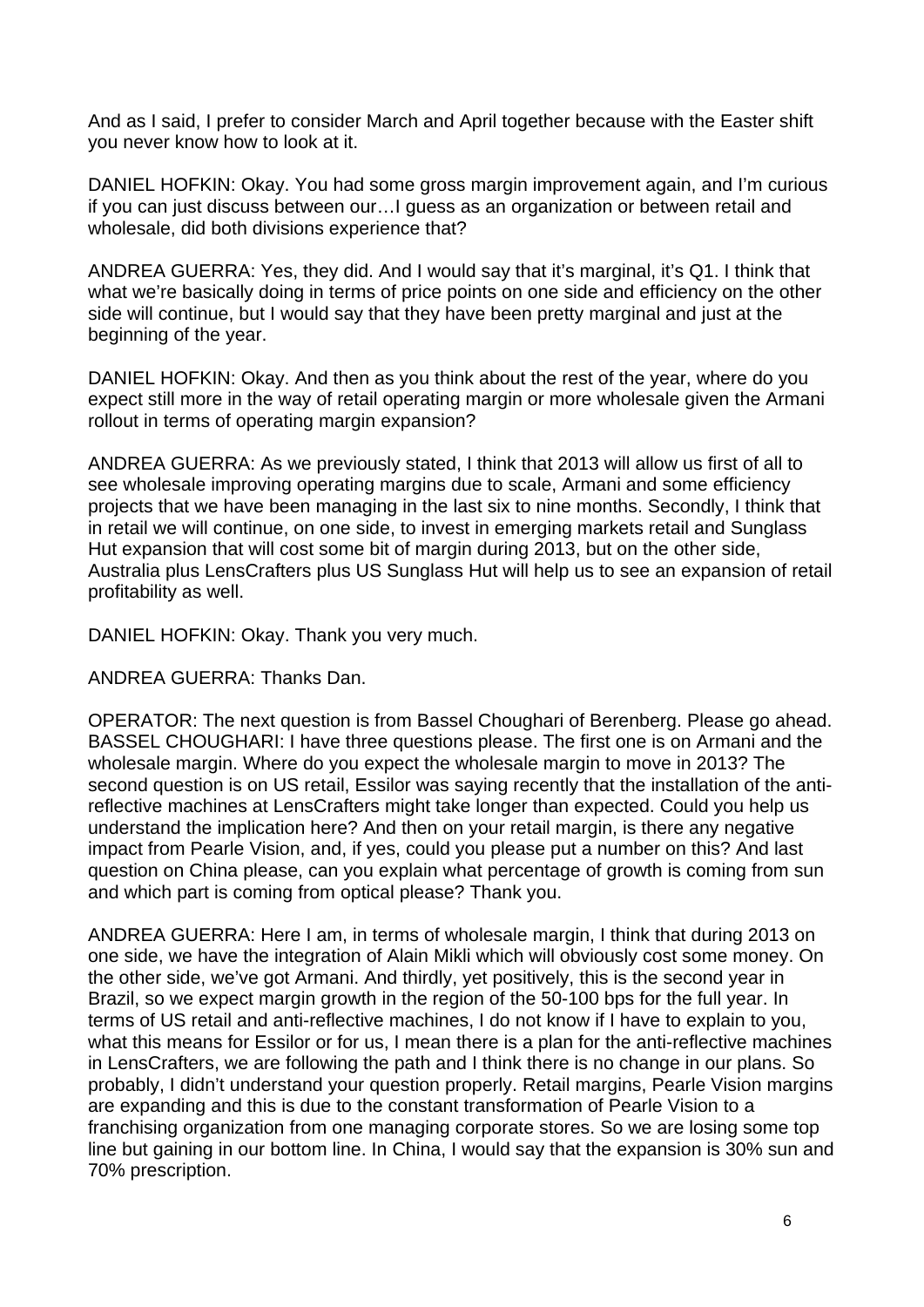And as I said, I prefer to consider March and April together because with the Easter shift you never know how to look at it.

DANIEL HOFKIN: Okay. You had some gross margin improvement again, and I'm curious if you can just discuss between our…I guess as an organization or between retail and wholesale, did both divisions experience that?

ANDREA GUERRA: Yes, they did. And I would say that it's marginal, it's Q1. I think that what we're basically doing in terms of price points on one side and efficiency on the other side will continue, but I would say that they have been pretty marginal and just at the beginning of the year.

DANIEL HOFKIN: Okay. And then as you think about the rest of the year, where do you expect still more in the way of retail operating margin or more wholesale given the Armani rollout in terms of operating margin expansion?

ANDREA GUERRA: As we previously stated, I think that 2013 will allow us first of all to see wholesale improving operating margins due to scale, Armani and some efficiency projects that we have been managing in the last six to nine months. Secondly, I think that in retail we will continue, on one side, to invest in emerging markets retail and Sunglass Hut expansion that will cost some bit of margin during 2013, but on the other side, Australia plus LensCrafters plus US Sunglass Hut will help us to see an expansion of retail profitability as well.

DANIEL HOFKIN: Okay. Thank you very much.

ANDREA GUERRA: Thanks Dan.

OPERATOR: The next question is from Bassel Choughari of Berenberg. Please go ahead.
BASSEL CHOUGHARI: I have three questions please. The first one is on Armani and the wholesale margin. Where do you expect the wholesale margin to move in 2013? The second question is on US retail, Essilor was saying recently that the installation of the anti-reflective machines at LensCrafters might take longer than expected. Could you help us understand the implication here? And then on your retail margin, is there any negative impact from Pearle Vision, and, if yes, could you please put a number on this? And last question on China please, can you explain what percentage of growth is coming from sun and which part is coming from optical please? Thank you.

ANDREA GUERRA: Here I am, in terms of wholesale margin, I think that during 2013 on one side, we have the integration of Alain Mikli which will obviously cost some money. On the other side, we've got Armani. And thirdly, yet positively, this is the second year in Brazil, so we expect margin growth in the region of the 50-100 bps for the full year. In terms of US retail and anti-reflective machines, I do not know if I have to explain to you, what this means for Essilor or for us, I mean there is a plan for the anti-reflective machines in LensCrafters, we are following the path and I think there is no change in our plans. So probably, I didn't understand your question properly. Retail margins, Pearle Vision margins are expanding and this is due to the constant transformation of Pearle Vision to a franchising organization from one managing corporate stores. So we are losing some top line but gaining in our bottom line. In China, I would say that the expansion is 30% sun and 70% prescription.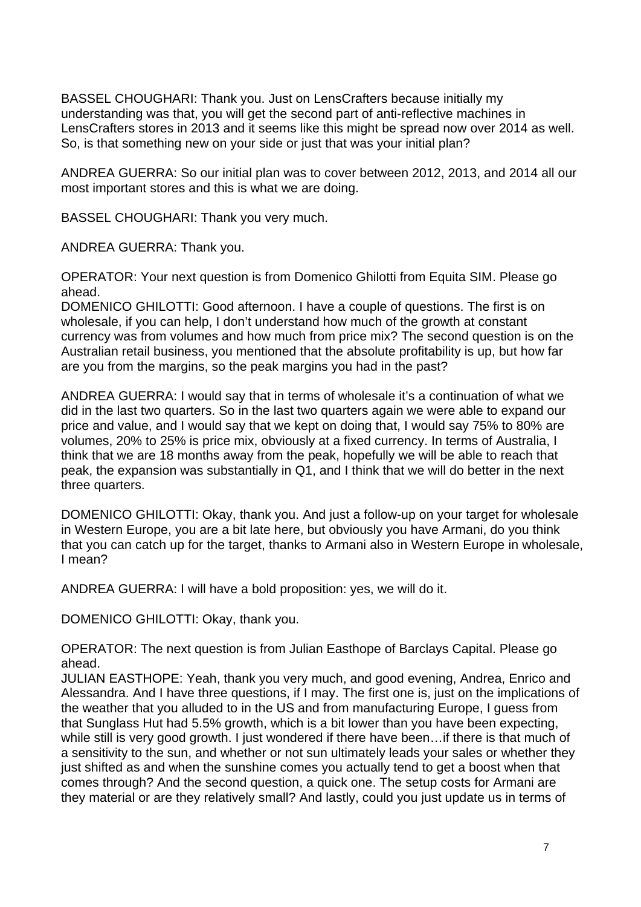BASSEL CHOUGHARI: Thank you. Just on LensCrafters because initially my understanding was that, you will get the second part of anti-reflective machines in LensCrafters stores in 2013 and it seems like this might be spread now over 2014 as well. So, is that something new on your side or just that was your initial plan?

ANDREA GUERRA: So our initial plan was to cover between 2012, 2013, and 2014 all our most important stores and this is what we are doing.

BASSEL CHOUGHARI: Thank you very much.

ANDREA GUERRA: Thank you.

OPERATOR: Your next question is from Domenico Ghilotti from Equita SIM. Please go ahead.
DOMENICO GHILOTTI: Good afternoon. I have a couple of questions. The first is on wholesale, if you can help, I don't understand how much of the growth at constant currency was from volumes and how much from price mix? The second question is on the Australian retail business, you mentioned that the absolute profitability is up, but how far are you from the margins, so the peak margins you had in the past?

ANDREA GUERRA: I would say that in terms of wholesale it's a continuation of what we did in the last two quarters. So in the last two quarters again we were able to expand our price and value, and I would say that we kept on doing that, I would say 75% to 80% are volumes, 20% to 25% is price mix, obviously at a fixed currency. In terms of Australia, I think that we are 18 months away from the peak, hopefully we will be able to reach that peak, the expansion was substantially in Q1, and I think that we will do better in the next three quarters.

DOMENICO GHILOTTI: Okay, thank you. And just a follow-up on your target for wholesale in Western Europe, you are a bit late here, but obviously you have Armani, do you think that you can catch up for the target, thanks to Armani also in Western Europe in wholesale, I mean?

ANDREA GUERRA: I will have a bold proposition: yes, we will do it.

DOMENICO GHILOTTI: Okay, thank you.

OPERATOR: The next question is from Julian Easthope of Barclays Capital. Please go ahead.
JULIAN EASTHOPE: Yeah, thank you very much, and good evening, Andrea, Enrico and Alessandra. And I have three questions, if I may. The first one is, just on the implications of the weather that you alluded to in the US and from manufacturing Europe, I guess from that Sunglass Hut had 5.5% growth, which is a bit lower than you have been expecting, while still is very good growth. I just wondered if there have been…if there is that much of a sensitivity to the sun, and whether or not sun ultimately leads your sales or whether they just shifted as and when the sunshine comes you actually tend to get a boost when that comes through? And the second question, a quick one. The setup costs for Armani are they material or are they relatively small? And lastly, could you just update us in terms of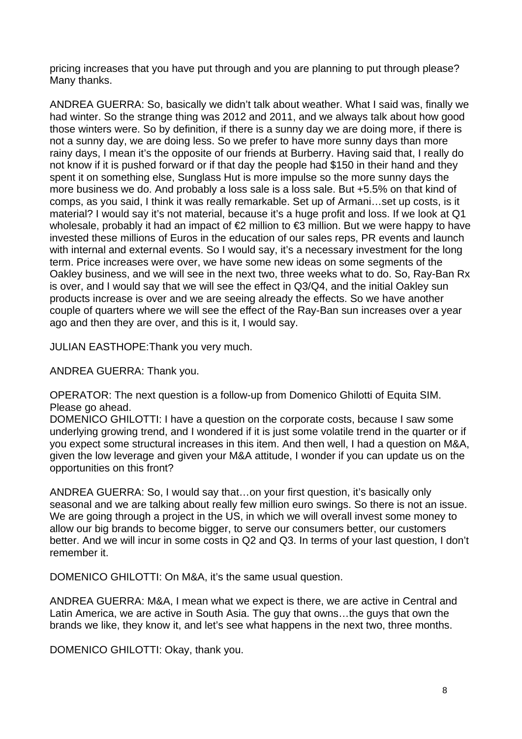pricing increases that you have put through and you are planning to put through please? Many thanks.

ANDREA GUERRA: So, basically we didn't talk about weather. What I said was, finally we had winter. So the strange thing was 2012 and 2011, and we always talk about how good those winters were. So by definition, if there is a sunny day we are doing more, if there is not a sunny day, we are doing less. So we prefer to have more sunny days than more rainy days, I mean it's the opposite of our friends at Burberry. Having said that, I really do not know if it is pushed forward or if that day the people had $150 in their hand and they spent it on something else, Sunglass Hut is more impulse so the more sunny days the more business we do. And probably a loss sale is a loss sale. But +5.5% on that kind of comps, as you said, I think it was really remarkable. Set up of Armani…set up costs, is it material? I would say it's not material, because it's a huge profit and loss. If we look at Q1 wholesale, probably it had an impact of €2 million to €3 million. But we were happy to have invested these millions of Euros in the education of our sales reps, PR events and launch with internal and external events. So I would say, it's a necessary investment for the long term. Price increases were over, we have some new ideas on some segments of the Oakley business, and we will see in the next two, three weeks what to do. So, Ray-Ban Rx is over, and I would say that we will see the effect in Q3/Q4, and the initial Oakley sun products increase is over and we are seeing already the effects. So we have another couple of quarters where we will see the effect of the Ray-Ban sun increases over a year ago and then they are over, and this is it, I would say.

JULIAN EASTHOPE:Thank you very much.

ANDREA GUERRA: Thank you.

OPERATOR: The next question is a follow-up from Domenico Ghilotti of Equita SIM. Please go ahead.

DOMENICO GHILOTTI: I have a question on the corporate costs, because I saw some underlying growing trend, and I wondered if it is just some volatile trend in the quarter or if you expect some structural increases in this item. And then well, I had a question on M&A, given the low leverage and given your M&A attitude, I wonder if you can update us on the opportunities on this front?

ANDREA GUERRA: So, I would say that…on your first question, it's basically only seasonal and we are talking about really few million euro swings. So there is not an issue. We are going through a project in the US, in which we will overall invest some money to allow our big brands to become bigger, to serve our consumers better, our customers better. And we will incur in some costs in Q2 and Q3. In terms of your last question, I don't remember it.

DOMENICO GHILOTTI: On M&A, it's the same usual question.

ANDREA GUERRA: M&A, I mean what we expect is there, we are active in Central and Latin America, we are active in South Asia. The guy that owns…the guys that own the brands we like, they know it, and let's see what happens in the next two, three months.

DOMENICO GHILOTTI: Okay, thank you.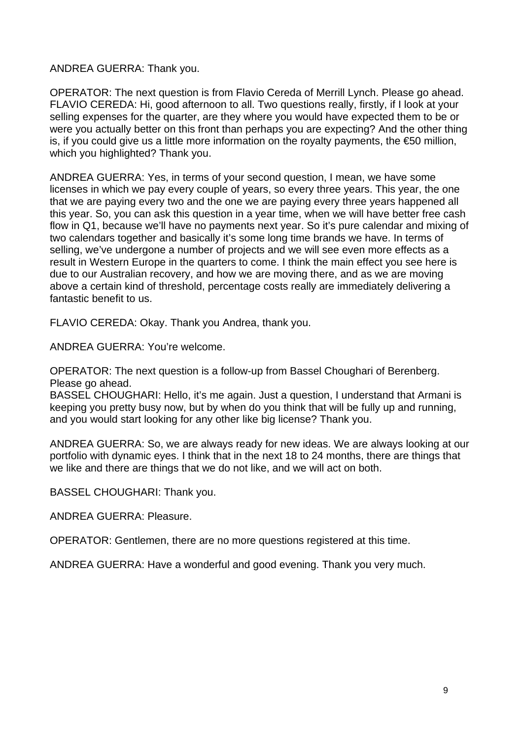ANDREA GUERRA: Thank you.

OPERATOR: The next question is from Flavio Cereda of Merrill Lynch. Please go ahead.
FLAVIO CEREDA: Hi, good afternoon to all. Two questions really, firstly, if I look at your selling expenses for the quarter, are they where you would have expected them to be or were you actually better on this front than perhaps you are expecting? And the other thing is, if you could give us a little more information on the royalty payments, the €50 million, which you highlighted? Thank you.

ANDREA GUERRA: Yes, in terms of your second question, I mean, we have some licenses in which we pay every couple of years, so every three years. This year, the one that we are paying every two and the one we are paying every three years happened all this year. So, you can ask this question in a year time, when we will have better free cash flow in Q1, because we'll have no payments next year. So it's pure calendar and mixing of two calendars together and basically it's some long time brands we have. In terms of selling, we've undergone a number of projects and we will see even more effects as a result in Western Europe in the quarters to come. I think the main effect you see here is due to our Australian recovery, and how we are moving there, and as we are moving above a certain kind of threshold, percentage costs really are immediately delivering a fantastic benefit to us.

FLAVIO CEREDA: Okay. Thank you Andrea, thank you.

ANDREA GUERRA: You're welcome.

OPERATOR: The next question is a follow-up from Bassel Choughari of Berenberg. Please go ahead.
BASSEL CHOUGHARI: Hello, it's me again. Just a question, I understand that Armani is keeping you pretty busy now, but by when do you think that will be fully up and running, and you would start looking for any other like big license? Thank you.

ANDREA GUERRA: So, we are always ready for new ideas. We are always looking at our portfolio with dynamic eyes. I think that in the next 18 to 24 months, there are things that we like and there are things that we do not like, and we will act on both.

BASSEL CHOUGHARI: Thank you.

ANDREA GUERRA: Pleasure.

OPERATOR: Gentlemen, there are no more questions registered at this time.

ANDREA GUERRA: Have a wonderful and good evening. Thank you very much.